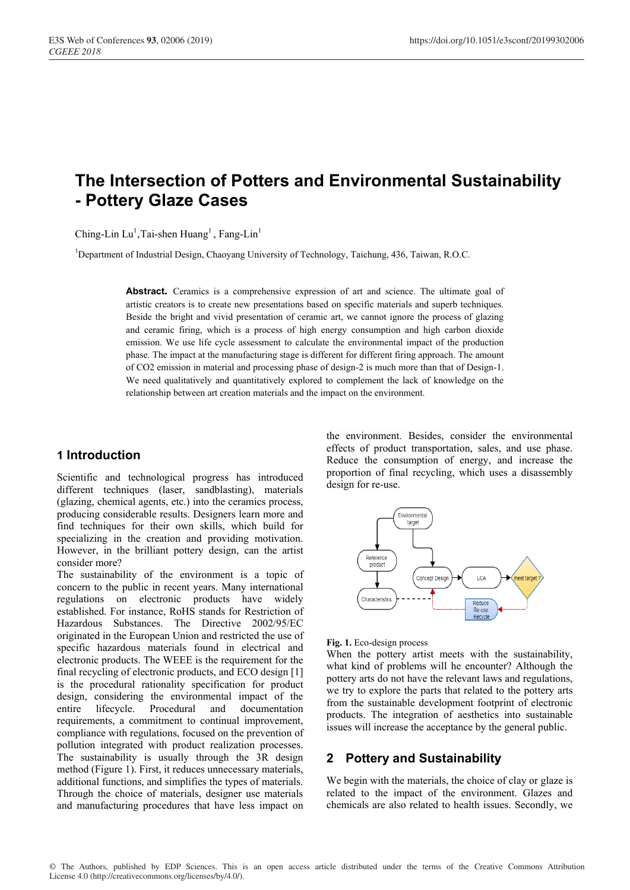# The Intersection of Potters and Environmental Sustainability - Pottery Glaze Cases

Ching-Lin Lu[1],Tai-shen Huang[1] , Fang-Lin[1]

[1]Department of Industrial Design, Chaoyang University of Technology, Taichung, 436, Taiwan, R.O.C.

**Abstract.** Ceramics is a comprehensive expression of art and science. The ultimate goal of artistic creators is to create new presentations based on specific materials and superb techniques. Beside the bright and vivid presentation of ceramic art, we cannot ignore the process of glazing and ceramic firing, which is a process of high energy consumption and high carbon dioxide emission. We use life cycle assessment to calculate the environmental impact of the production phase. The impact at the manufacturing stage is different for different firing approach. The amount of CO2 emission in material and processing phase of design-2 is much more than that of Design-1. We need qualitatively and quantitatively explored to complement the lack of knowledge on the relationship between art creation materials and the impact on the environment.

## 1 Introduction

Scientific and technological progress has introduced different techniques (laser, sandblasting), materials (glazing, chemical agents, etc.) into the ceramics process, producing considerable results. Designers learn more and find techniques for their own skills, which build for specializing in the creation and providing motivation. However, in the brilliant pottery design, can the artist consider more?

The sustainability of the environment is a topic of concern to the public in recent years. Many international regulations on electronic products have widely established. For instance, RoHS stands for Restriction of Hazardous Substances. The Directive 2002/95/EC originated in the European Union and restricted the use of specific hazardous materials found in electrical and electronic products. The WEEE is the requirement for the final recycling of electronic products, and ECO design [1] is the procedural rationality specification for product design, considering the environmental impact of the entire lifecycle. Procedural and documentation requirements, a commitment to continual improvement, compliance with regulations, focused on the prevention of pollution integrated with product realization processes. The sustainability is usually through the 3R design method (Figure 1). First, it reduces unnecessary materials, additional functions, and simplifies the types of materials. Through the choice of materials, designer use materials and manufacturing procedures that have less impact on the environment. Besides, consider the environmental effects of product transportation, sales, and use phase. Reduce the consumption of energy, and increase the proportion of final recycling, which uses a disassembly design for re-use.

**Fig. 1.** Eco-design process

When the pottery artist meets with the sustainability, what kind of problems will he encounter? Although the pottery arts do not have the relevant laws and regulations, we try to explore the parts that related to the pottery arts from the sustainable development footprint of electronic products. The integration of aesthetics into sustainable issues will increase the acceptance by the general public.

## 2 Pottery and Sustainability

We begin with the materials, the choice of clay or glaze is related to the impact of the environment. Glazes and chemicals are also related to health issues. Secondly, we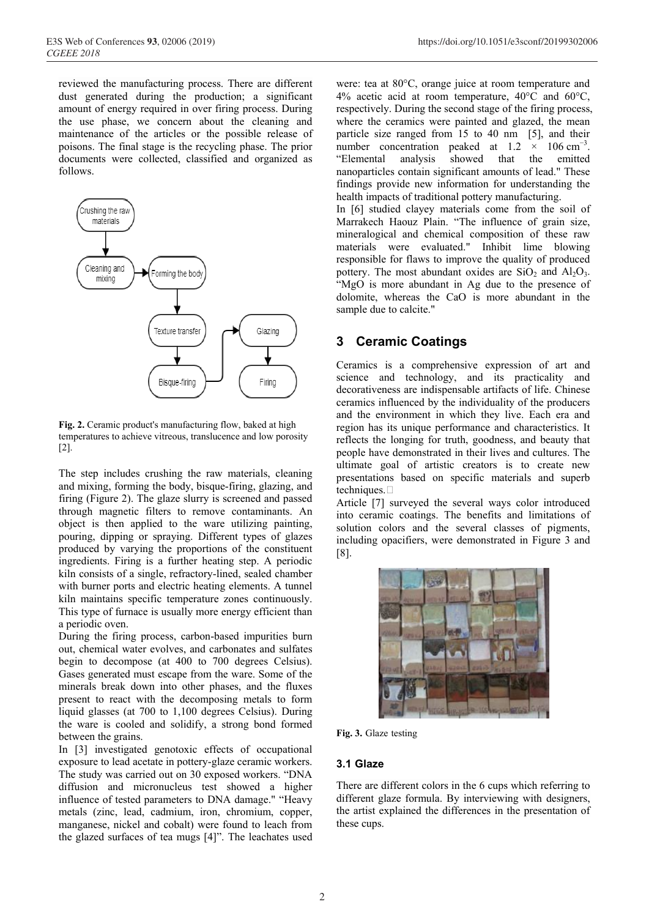reviewed the manufacturing process. There are different dust generated during the production; a significant amount of energy required in over firing process. During the use phase, we concern about the cleaning and maintenance of the articles or the possible release of poisons. The final stage is the recycling phase. The prior documents were collected, classified and organized as follows.

**Fig. 2.** Ceramic product's manufacturing flow, baked at high temperatures to achieve vitreous, translucence and low porosity [2].

The step includes crushing the raw materials, cleaning and mixing, forming the body, bisque-firing, glazing, and firing (Figure 2). The glaze slurry is screened and passed through magnetic filters to remove contaminants. An object is then applied to the ware utilizing painting, pouring, dipping or spraying. Different types of glazes produced by varying the proportions of the constituent ingredients. Firing is a further heating step. A periodic kiln consists of a single, refractory-lined, sealed chamber with burner ports and electric heating elements. A tunnel kiln maintains specific temperature zones continuously. This type of furnace is usually more energy efficient than a periodic oven.

During the firing process, carbon-based impurities burn out, chemical water evolves, and carbonates and sulfates begin to decompose (at 400 to 700 degrees Celsius). Gases generated must escape from the ware. Some of the minerals break down into other phases, and the fluxes present to react with the decomposing metals to form liquid glasses (at 700 to 1,100 degrees Celsius). During the ware is cooled and solidify, a strong bond formed between the grains.

In [3] investigated genotoxic effects of occupational exposure to lead acetate in pottery-glaze ceramic workers. The study was carried out on 30 exposed workers. "DNA diffusion and micronucleus test showed a higher influence of tested parameters to DNA damage." "Heavy metals (zinc, lead, cadmium, iron, chromium, copper, manganese, nickel and cobalt) were found to leach from the glazed surfaces of tea mugs [4]". The leachates used were: tea at 80°C, orange juice at room temperature and 4% acetic acid at room temperature, 40°C and 60°C, respectively. During the second stage of the firing process, where the ceramics were painted and glazed, the mean particle size ranged from 15 to 40 nm [5], and their number concentration peaked at $1.2 \times 106 \text{ cm}^{-3}$. "Elemental analysis showed that the emitted nanoparticles contain significant amounts of lead." These findings provide new information for understanding the health impacts of traditional pottery manufacturing.

In [6] studied clayey materials come from the soil of Marrakech Haouz Plain. "The influence of grain size, mineralogical and chemical composition of these raw materials were evaluated." Inhibit lime blowing responsible for flaws to improve the quality of produced pottery. The most abundant oxides are $SiO_2$ and $Al_2O_3$. "MgO is more abundant in Ag due to the presence of dolomite, whereas the CaO is more abundant in the sample due to calcite."

## 3 Ceramic Coatings

Ceramics is a comprehensive expression of art and science and technology, and its practicality and decorativeness are indispensable artifacts of life. Chinese ceramics influenced by the individuality of the producers and the environment in which they live. Each era and region has its unique performance and characteristics. It reflects the longing for truth, goodness, and beauty that people have demonstrated in their lives and cultures. The ultimate goal of artistic creators is to create new presentations based on specific materials and superb techniques.

Article [7] surveyed the several ways color introduced into ceramic coatings. The benefits and limitations of solution colors and the several classes of pigments, including opacifiers, were demonstrated in Figure 3 and [8].

**Fig. 3.** Glaze testing

### 3.1 Glaze

There are different colors in the 6 cups which referring to different glaze formula. By interviewing with designers, the artist explained the differences in the presentation of these cups.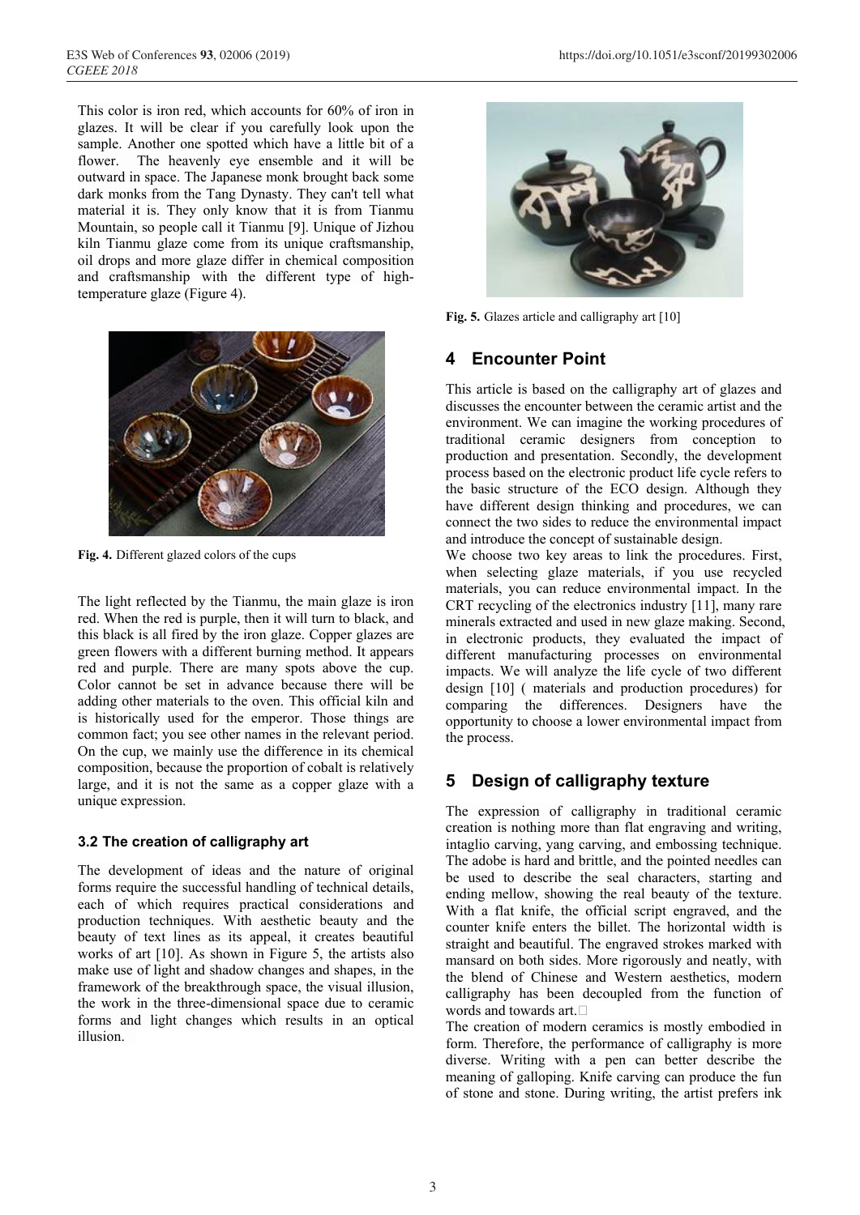This color is iron red, which accounts for 60% of iron in glazes. It will be clear if you carefully look upon the sample. Another one spotted which have a little bit of a flower. The heavenly eye ensemble and it will be outward in space. The Japanese monk brought back some dark monks from the Tang Dynasty. They can't tell what material it is. They only know that it is from Tianmu Mountain, so people call it Tianmu [9]. Unique of Jizhou kiln Tianmu glaze come from its unique craftsmanship, oil drops and more glaze differ in chemical composition and craftsmanship with the different type of high-temperature glaze (Figure 4).

**Fig. 4.** Different glazed colors of the cups

The light reflected by the Tianmu, the main glaze is iron red. When the red is purple, then it will turn to black, and this black is all fired by the iron glaze. Copper glazes are green flowers with a different burning method. It appears red and purple. There are many spots above the cup. Color cannot be set in advance because there will be adding other materials to the oven. This official kiln and is historically used for the emperor. Those things are common fact; you see other names in the relevant period. On the cup, we mainly use the difference in its chemical composition, because the proportion of cobalt is relatively large, and it is not the same as a copper glaze with a unique expression.

### 3.2 The creation of calligraphy art

The development of ideas and the nature of original forms require the successful handling of technical details, each of which requires practical considerations and production techniques. With aesthetic beauty and the beauty of text lines as its appeal, it creates beautiful works of art [10]. As shown in Figure 5, the artists also make use of light and shadow changes and shapes, in the framework of the breakthrough space, the visual illusion, the work in the three-dimensional space due to ceramic forms and light changes which results in an optical illusion.

**Fig. 5.** Glazes article and calligraphy art [10]

## 4 Encounter Point

This article is based on the calligraphy art of glazes and discusses the encounter between the ceramic artist and the environment. We can imagine the working procedures of traditional ceramic designers from conception to production and presentation. Secondly, the development process based on the electronic product life cycle refers to the basic structure of the ECO design. Although they have different design thinking and procedures, we can connect the two sides to reduce the environmental impact and introduce the concept of sustainable design.

We choose two key areas to link the procedures. First, when selecting glaze materials, if you use recycled materials, you can reduce environmental impact. In the CRT recycling of the electronics industry [11], many rare minerals extracted and used in new glaze making. Second, in electronic products, they evaluated the impact of different manufacturing processes on environmental impacts. We will analyze the life cycle of two different design [10] ( materials and production procedures) for comparing the differences. Designers have the opportunity to choose a lower environmental impact from the process.

## 5 Design of calligraphy texture

The expression of calligraphy in traditional ceramic creation is nothing more than flat engraving and writing, intaglio carving, yang carving, and embossing technique. The adobe is hard and brittle, and the pointed needles can be used to describe the seal characters, starting and ending mellow, showing the real beauty of the texture. With a flat knife, the official script engraved, and the counter knife enters the billet. The horizontal width is straight and beautiful. The engraved strokes marked with mansard on both sides. More rigorously and neatly, with the blend of Chinese and Western aesthetics, modern calligraphy has been decoupled from the function of words and towards art.

The creation of modern ceramics is mostly embodied in form. Therefore, the performance of calligraphy is more diverse. Writing with a pen can better describe the meaning of galloping. Knife carving can produce the fun of stone and stone. During writing, the artist prefers ink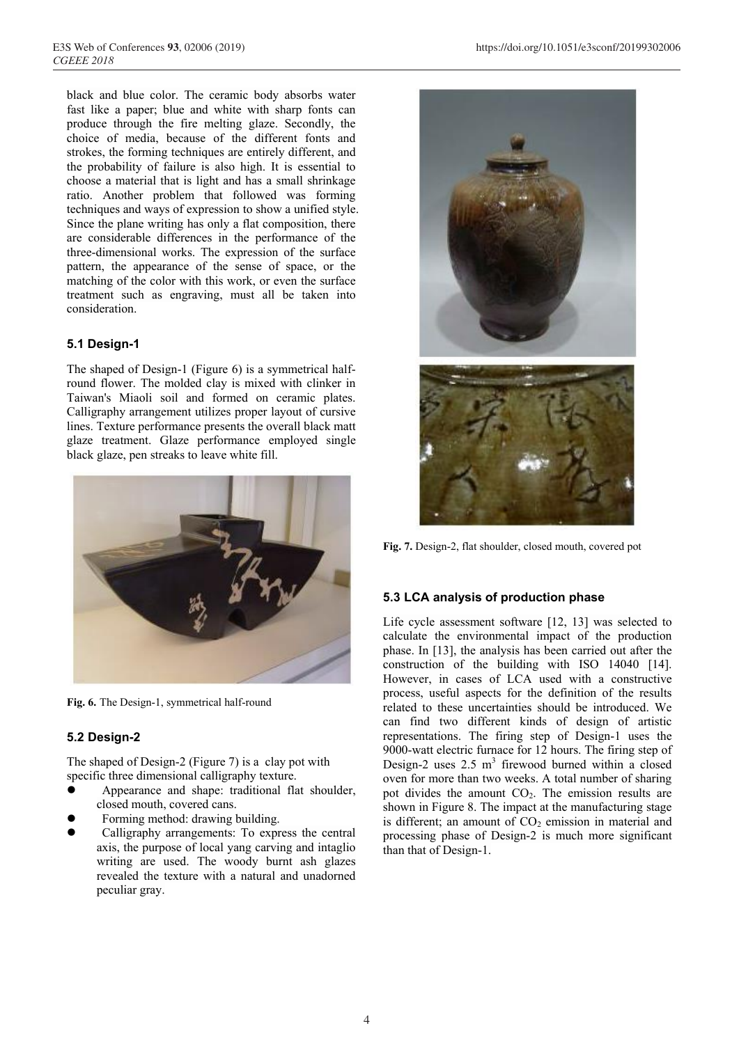black and blue color. The ceramic body absorbs water fast like a paper; blue and white with sharp fonts can produce through the fire melting glaze. Secondly, the choice of media, because of the different fonts and strokes, the forming techniques are entirely different, and the probability of failure is also high. It is essential to choose a material that is light and has a small shrinkage ratio. Another problem that followed was forming techniques and ways of expression to show a unified style. Since the plane writing has only a flat composition, there are considerable differences in the performance of the three-dimensional works. The expression of the surface pattern, the appearance of the sense of space, or the matching of the color with this work, or even the surface treatment such as engraving, must all be taken into consideration.

### 5.1 Design-1

The shaped of Design-1 (Figure 6) is a symmetrical half-round flower. The molded clay is mixed with clinker in Taiwan's Miaoli soil and formed on ceramic plates. Calligraphy arrangement utilizes proper layout of cursive lines. Texture performance presents the overall black matt glaze treatment. Glaze performance employed single black glaze, pen streaks to leave white fill.

**Fig. 6.** The Design-1, symmetrical half-round

### 5.2 Design-2

The shaped of Design-2 (Figure 7) is a clay pot with specific three dimensional calligraphy texture.

- Appearance and shape: traditional flat shoulder, closed mouth, covered cans.
- Forming method: drawing building.
- Calligraphy arrangements: To express the central axis, the purpose of local yang carving and intaglio writing are used. The woody burnt ash glazes revealed the texture with a natural and unadorned peculiar gray.

**Fig. 7.** Design-2, flat shoulder, closed mouth, covered pot

### 5.3 LCA analysis of production phase

Life cycle assessment software [12, 13] was selected to calculate the environmental impact of the production phase. In [13], the analysis has been carried out after the construction of the building with ISO 14040 [14]. However, in cases of LCA used with a constructive process, useful aspects for the definition of the results related to these uncertainties should be introduced. We can find two different kinds of design of artistic representations. The firing step of Design-1 uses the 9000-watt electric furnace for 12 hours. The firing step of Design-2 uses 2.5 $m^3$ firewood burned within a closed oven for more than two weeks. A total number of sharing pot divides the amount $CO_2$. The emission results are shown in Figure 8. The impact at the manufacturing stage is different; an amount of $CO_2$ emission in material and processing phase of Design-2 is much more significant than that of Design-1.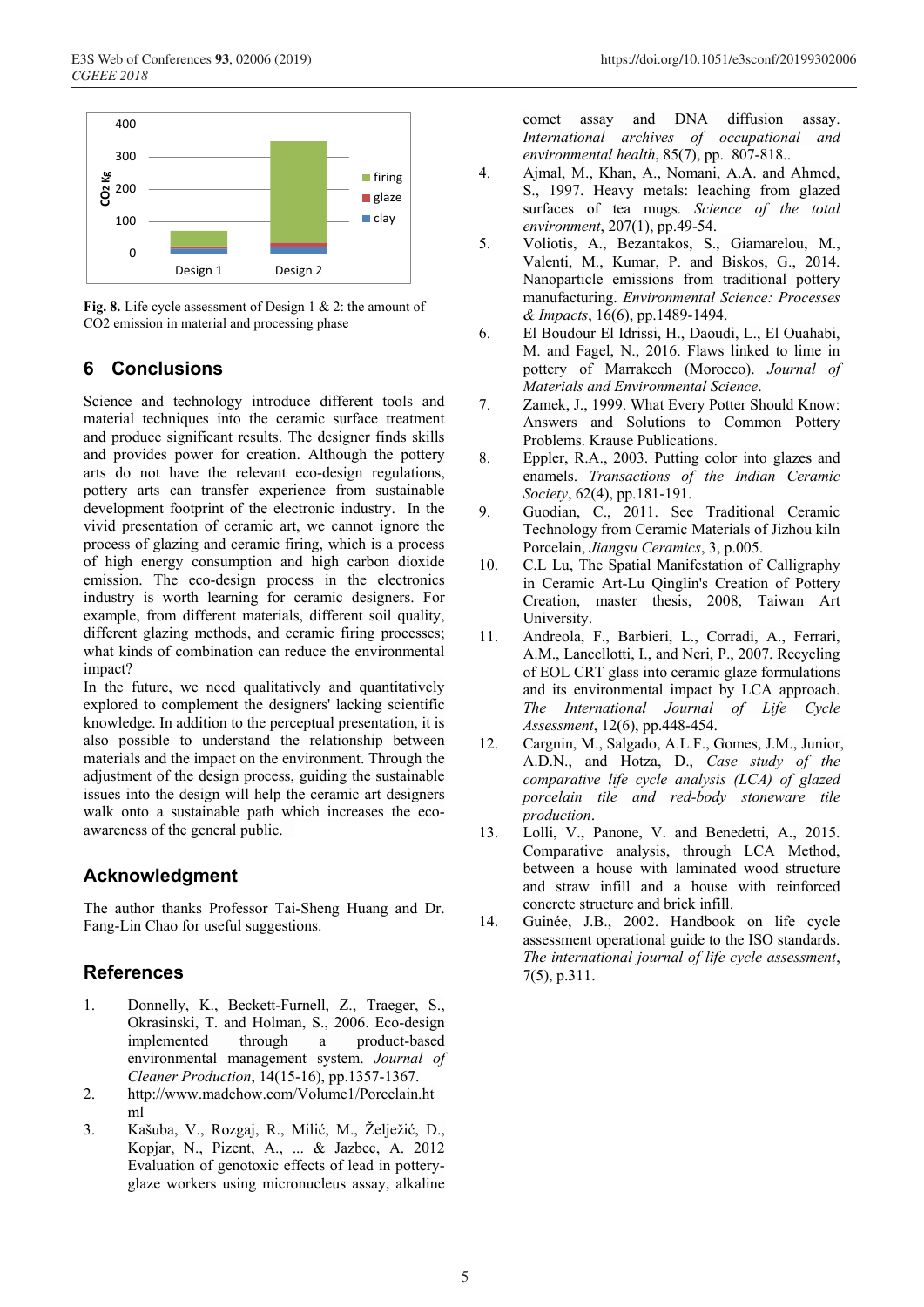400
300
200
100
0
CO2 Kg
Design 1
Design 2
firing
glaze
clay

**Fig. 8.** Life cycle assessment of Design 1 & 2: the amount of $CO_2$ emission in material and processing phase

## 6 Conclusions

Science and technology introduce different tools and material techniques into the ceramic surface treatment and produce significant results. The designer finds skills and provides power for creation. Although the pottery arts do not have the relevant eco-design regulations, pottery arts can transfer experience from sustainable development footprint of the electronic industry. In the vivid presentation of ceramic art, we cannot ignore the process of glazing and ceramic firing, which is a process of high energy consumption and high carbon dioxide emission. The eco-design process in the electronics industry is worth learning for ceramic designers. For example, from different materials, different soil quality, different glazing methods, and ceramic firing processes; what kinds of combination can reduce the environmental impact?

In the future, we need qualitatively and quantitatively explored to complement the designers' lacking scientific knowledge. In addition to the perceptual presentation, it is also possible to understand the relationship between materials and the impact on the environment. Through the adjustment of the design process, guiding the sustainable issues into the design will help the ceramic art designers walk onto a sustainable path which increases the eco-awareness of the general public.

## Acknowledgment

The author thanks Professor Tai-Sheng Huang and Dr. Fang-Lin Chao for useful suggestions.

## References

1. Donnelly, K., Beckett-Furnell, Z., Traeger, S., Okrasinski, T. and Holman, S., 2006. Eco-design implemented through a product-based environmental management system. *Journal of Cleaner Production*, 14(15-16), pp.1357-1367.
2. http://www.madehow.com/Volume1/Porcelain.html
3. Kašuba, V., Rozgaj, R., Milić, M., Želježić, D., Kopjar, N., Pizent, A., ... & Jazbec, A. 2012 Evaluation of genotoxic effects of lead in pottery-glaze workers using micronucleus assay, alkaline comet assay and DNA diffusion assay. *International archives of occupational and environmental health*, 85(7), pp. 807-818..
4. Ajmal, M., Khan, A., Nomani, A.A. and Ahmed, S., 1997. Heavy metals: leaching from glazed surfaces of tea mugs. *Science of the total environment*, 207(1), pp.49-54.
5. Voliotis, A., Bezantakos, S., Giamarelou, M., Valenti, M., Kumar, P. and Biskos, G., 2014. Nanoparticle emissions from traditional pottery manufacturing. *Environmental Science: Processes & Impacts*, 16(6), pp.1489-1494.
6. El Boudour El Idrissi, H., Daoudi, L., El Ouahabi, M. and Fagel, N., 2016. Flaws linked to lime in pottery of Marrakech (Morocco). *Journal of Materials and Environmental Science*.
7. Zamek, J., 1999. What Every Potter Should Know: Answers and Solutions to Common Pottery Problems. Krause Publications.
8. Eppler, R.A., 2003. Putting color into glazes and enamels. *Transactions of the Indian Ceramic Society*, 62(4), pp.181-191.
9. Guodian, C., 2011. See Traditional Ceramic Technology from Ceramic Materials of Jizhou kiln Porcelain, *Jiangsu Ceramics*, 3, p.005.
10. C.L Lu, The Spatial Manifestation of Calligraphy in Ceramic Art-Lu Qinglin's Creation of Pottery Creation, master thesis, 2008, Taiwan Art University.
11. Andreola, F., Barbieri, L., Corradi, A., Ferrari, A.M., Lancellotti, I., and Neri, P., 2007. Recycling of EOL CRT glass into ceramic glaze formulations and its environmental impact by LCA approach. *The International Journal of Life Cycle Assessment*, 12(6), pp.448-454.
12. Cargnin, M., Salgado, A.L.F., Gomes, J.M., Junior, A.D.N., and Hotza, D., *Case study of the comparative life cycle analysis (LCA) of glazed porcelain tile and red-body stoneware tile production*.
13. Lolli, V., Panone, V. and Benedetti, A., 2015. Comparative analysis, through LCA Method, between a house with laminated wood structure and straw infill and a house with reinforced concrete structure and brick infill.
14. Guinée, J.B., 2002. Handbook on life cycle assessment operational guide to the ISO standards. *The international journal of life cycle assessment*, 7(5), p.311.